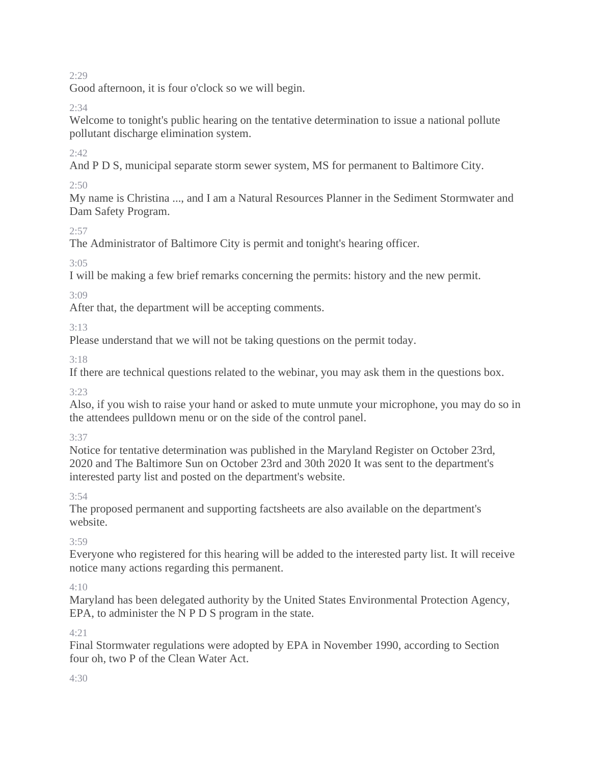2:29

Good afternoon, it is four o'clock so we will begin.

2:34

Welcome to tonight's public hearing on the tentative determination to issue a national pollute pollutant discharge elimination system.

2:42

And P D S, municipal separate storm sewer system, MS for permanent to Baltimore City.

2:50

My name is Christina ..., and I am a Natural Resources Planner in the Sediment Stormwater and Dam Safety Program.

2:57

The Administrator of Baltimore City is permit and tonight's hearing officer.

3:05

I will be making a few brief remarks concerning the permits: history and the new permit.

3:09

After that, the department will be accepting comments.

3:13

Please understand that we will not be taking questions on the permit today.

3:18

If there are technical questions related to the webinar, you may ask them in the questions box.

3:23

Also, if you wish to raise your hand or asked to mute unmute your microphone, you may do so in the attendees pulldown menu or on the side of the control panel.

3:37

Notice for tentative determination was published in the Maryland Register on October 23rd, 2020 and The Baltimore Sun on October 23rd and 30th 2020 It was sent to the department's interested party list and posted on the department's website.

3:54

The proposed permanent and supporting factsheets are also available on the department's website.

3:59

Everyone who registered for this hearing will be added to the interested party list. It will receive notice many actions regarding this permanent.

4:10

Maryland has been delegated authority by the United States Environmental Protection Agency, EPA, to administer the N P D S program in the state.

4:21

Final Stormwater regulations were adopted by EPA in November 1990, according to Section four oh, two P of the Clean Water Act.

4:30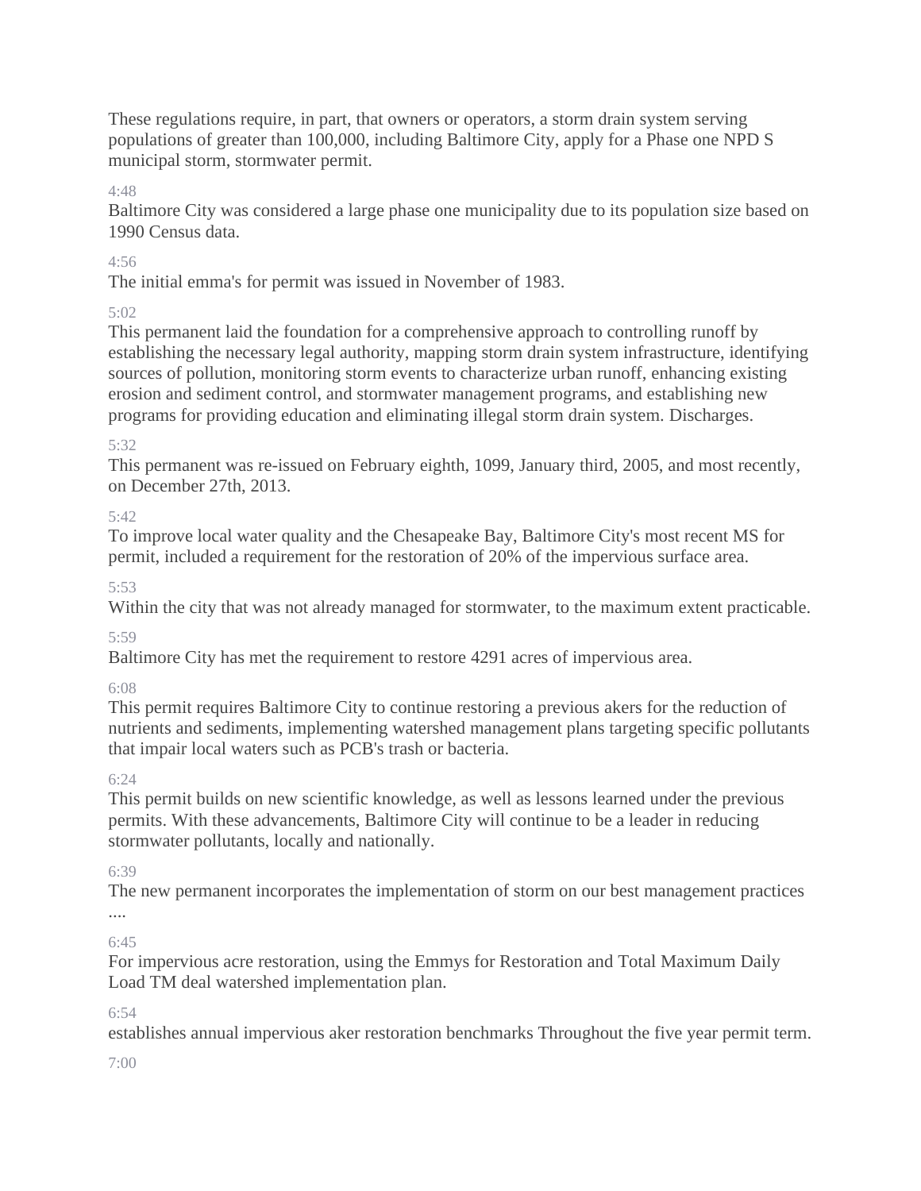These regulations require, in part, that owners or operators, a storm drain system serving populations of greater than 100,000, including Baltimore City, apply for a Phase one NPD S municipal storm, stormwater permit.

4:48

Baltimore City was considered a large phase one municipality due to its population size based on 1990 Census data.

4:56

The initial emma's for permit was issued in November of 1983.

5:02

This permanent laid the foundation for a comprehensive approach to controlling runoff by establishing the necessary legal authority, mapping storm drain system infrastructure, identifying sources of pollution, monitoring storm events to characterize urban runoff, enhancing existing erosion and sediment control, and stormwater management programs, and establishing new programs for providing education and eliminating illegal storm drain system. Discharges.

5:32

This permanent was re-issued on February eighth, 1099, January third, 2005, and most recently, on December 27th, 2013.

5:42

To improve local water quality and the Chesapeake Bay, Baltimore City's most recent MS for permit, included a requirement for the restoration of 20% of the impervious surface area.

5:53

Within the city that was not already managed for stormwater, to the maximum extent practicable.

5:59

Baltimore City has met the requirement to restore 4291 acres of impervious area.

6:08

This permit requires Baltimore City to continue restoring a previous akers for the reduction of nutrients and sediments, implementing watershed management plans targeting specific pollutants that impair local waters such as PCB's trash or bacteria.

6:24

This permit builds on new scientific knowledge, as well as lessons learned under the previous permits. With these advancements, Baltimore City will continue to be a leader in reducing stormwater pollutants, locally and nationally.

6:39

The new permanent incorporates the implementation of storm on our best management practices ....

6:45

For impervious acre restoration, using the Emmys for Restoration and Total Maximum Daily Load TM deal watershed implementation plan.

6:54

establishes annual impervious aker restoration benchmarks Throughout the five year permit term.

7:00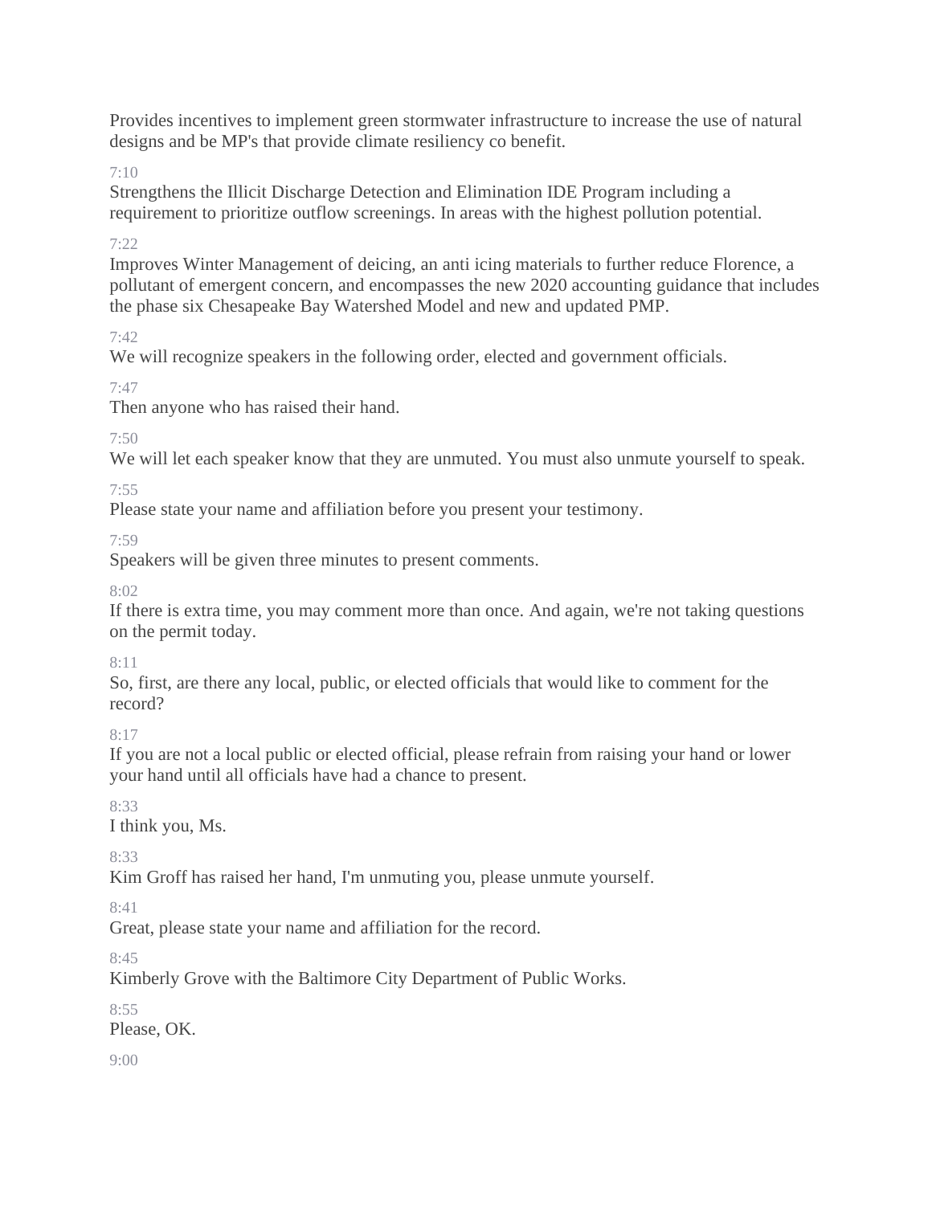Provides incentives to implement green stormwater infrastructure to increase the use of natural designs and be MP's that provide climate resiliency co benefit.

7:10

Strengthens the Illicit Discharge Detection and Elimination IDE Program including a requirement to prioritize outflow screenings. In areas with the highest pollution potential.

7:22

Improves Winter Management of deicing, an anti icing materials to further reduce Florence, a pollutant of emergent concern, and encompasses the new 2020 accounting guidance that includes the phase six Chesapeake Bay Watershed Model and new and updated PMP.

7:42

We will recognize speakers in the following order, elected and government officials.

7:47

Then anyone who has raised their hand.

7:50

We will let each speaker know that they are unmuted. You must also unmute yourself to speak.

7:55

Please state your name and affiliation before you present your testimony.

7:59

Speakers will be given three minutes to present comments.

8:02

If there is extra time, you may comment more than once. And again, we're not taking questions on the permit today.

8:11

So, first, are there any local, public, or elected officials that would like to comment for the record?

8:17

If you are not a local public or elected official, please refrain from raising your hand or lower your hand until all officials have had a chance to present.

8:33

I think you, Ms.

8:33

Kim Groff has raised her hand, I'm unmuting you, please unmute yourself.

8:41

Great, please state your name and affiliation for the record.

8:45

Kimberly Grove with the Baltimore City Department of Public Works.

8:55

Please, OK.

9:00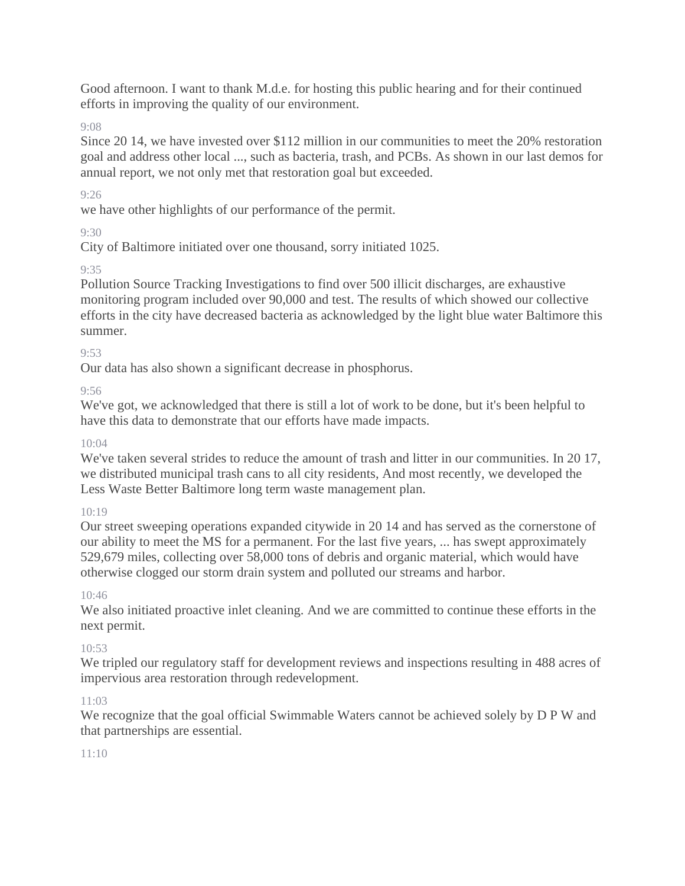Good afternoon. I want to thank M.d.e. for hosting this public hearing and for their continued efforts in improving the quality of our environment.

9:08

Since 20 14, we have invested over $112 million in our communities to meet the 20% restoration goal and address other local ..., such as bacteria, trash, and PCBs. As shown in our last demos for annual report, we not only met that restoration goal but exceeded.

9:26

we have other highlights of our performance of the permit.

9:30

City of Baltimore initiated over one thousand, sorry initiated 1025.

9:35

Pollution Source Tracking Investigations to find over 500 illicit discharges, are exhaustive monitoring program included over 90,000 and test. The results of which showed our collective efforts in the city have decreased bacteria as acknowledged by the light blue water Baltimore this summer.

9:53

Our data has also shown a significant decrease in phosphorus.

9:56

We've got, we acknowledged that there is still a lot of work to be done, but it's been helpful to have this data to demonstrate that our efforts have made impacts.

10:04

We've taken several strides to reduce the amount of trash and litter in our communities. In 20 17, we distributed municipal trash cans to all city residents, And most recently, we developed the Less Waste Better Baltimore long term waste management plan.

10:19

Our street sweeping operations expanded citywide in 20 14 and has served as the cornerstone of our ability to meet the MS for a permanent. For the last five years, ... has swept approximately 529,679 miles, collecting over 58,000 tons of debris and organic material, which would have otherwise clogged our storm drain system and polluted our streams and harbor.

10:46

We also initiated proactive inlet cleaning. And we are committed to continue these efforts in the next permit.

10:53

We tripled our regulatory staff for development reviews and inspections resulting in 488 acres of impervious area restoration through redevelopment.

11:03

We recognize that the goal official Swimmable Waters cannot be achieved solely by D P W and that partnerships are essential.

11:10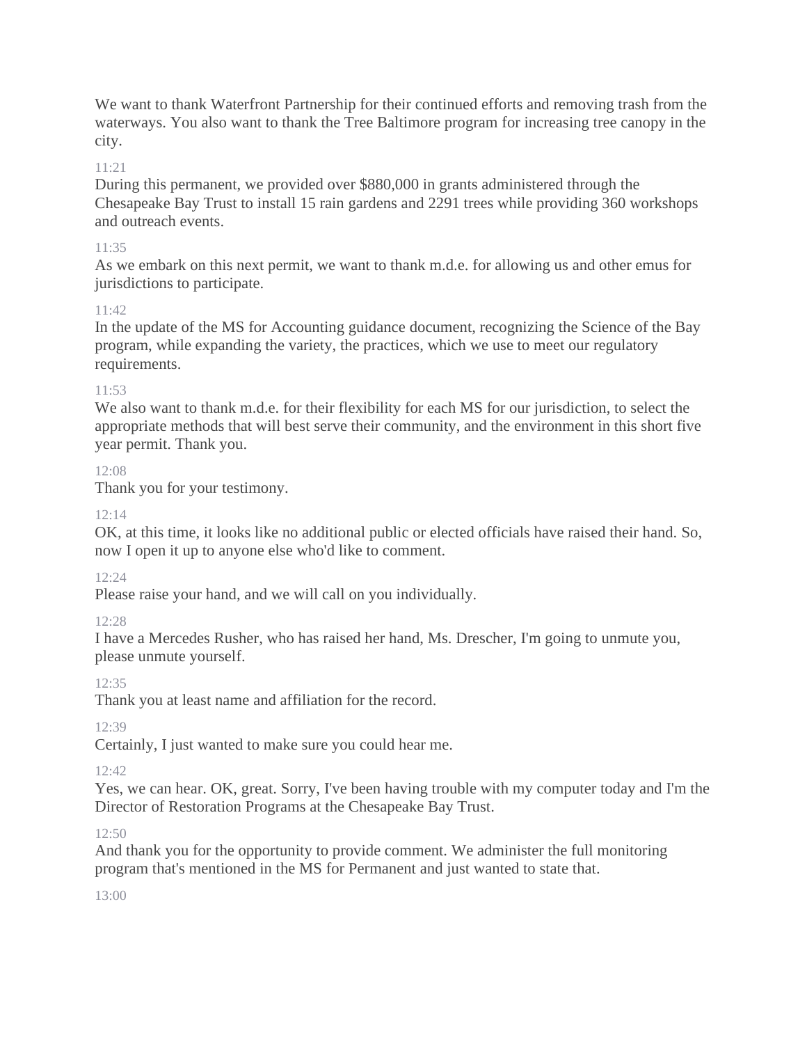We want to thank Waterfront Partnership for their continued efforts and removing trash from the waterways. You also want to thank the Tree Baltimore program for increasing tree canopy in the city.

11:21

During this permanent, we provided over $880,000 in grants administered through the Chesapeake Bay Trust to install 15 rain gardens and 2291 trees while providing 360 workshops and outreach events.

11:35

As we embark on this next permit, we want to thank m.d.e. for allowing us and other emus for jurisdictions to participate.

11:42

In the update of the MS for Accounting guidance document, recognizing the Science of the Bay program, while expanding the variety, the practices, which we use to meet our regulatory requirements.

11:53

We also want to thank m.d.e. for their flexibility for each MS for our jurisdiction, to select the appropriate methods that will best serve their community, and the environment in this short five year permit. Thank you.

12:08

Thank you for your testimony.

12:14

OK, at this time, it looks like no additional public or elected officials have raised their hand. So, now I open it up to anyone else who'd like to comment.

12:24

Please raise your hand, and we will call on you individually.

12:28

I have a Mercedes Rusher, who has raised her hand, Ms. Drescher, I'm going to unmute you, please unmute yourself.

12:35

Thank you at least name and affiliation for the record.

12:39

Certainly, I just wanted to make sure you could hear me.

12:42

Yes, we can hear. OK, great. Sorry, I've been having trouble with my computer today and I'm the Director of Restoration Programs at the Chesapeake Bay Trust.

12:50

And thank you for the opportunity to provide comment. We administer the full monitoring program that's mentioned in the MS for Permanent and just wanted to state that.

13:00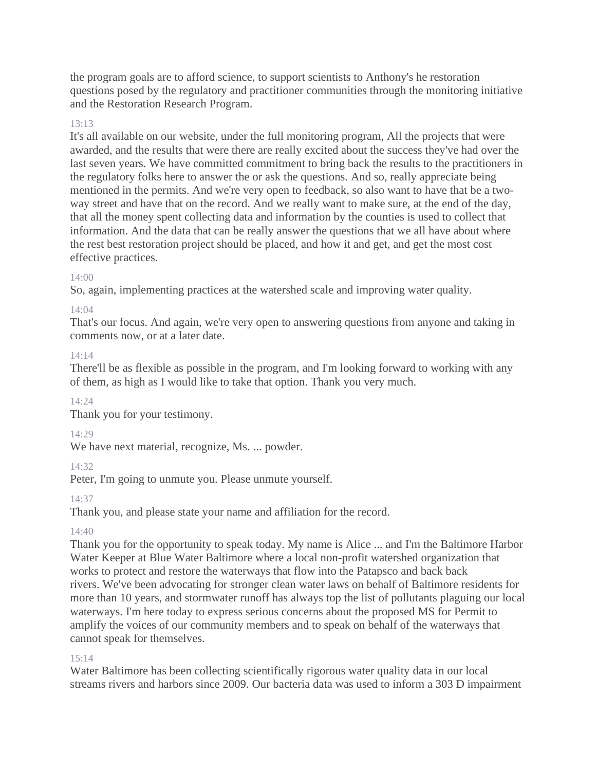the program goals are to afford science, to support scientists to Anthony's he restoration questions posed by the regulatory and practitioner communities through the monitoring initiative and the Restoration Research Program.

13:13

It's all available on our website, under the full monitoring program, All the projects that were awarded, and the results that were there are really excited about the success they've had over the last seven years. We have committed commitment to bring back the results to the practitioners in the regulatory folks here to answer the or ask the questions. And so, really appreciate being mentioned in the permits. And we're very open to feedback, so also want to have that be a two-way street and have that on the record. And we really want to make sure, at the end of the day, that all the money spent collecting data and information by the counties is used to collect that information. And the data that can be really answer the questions that we all have about where the rest best restoration project should be placed, and how it and get, and get the most cost effective practices.

14:00

So, again, implementing practices at the watershed scale and improving water quality.

14:04

That's our focus. And again, we're very open to answering questions from anyone and taking in comments now, or at a later date.

14:14

There'll be as flexible as possible in the program, and I'm looking forward to working with any of them, as high as I would like to take that option. Thank you very much.

14:24

Thank you for your testimony.

14:29

We have next material, recognize, Ms. ... powder.

14:32

Peter, I'm going to unmute you. Please unmute yourself.

14:37

Thank you, and please state your name and affiliation for the record.

14:40

Thank you for the opportunity to speak today. My name is Alice ... and I'm the Baltimore Harbor Water Keeper at Blue Water Baltimore where a local non-profit watershed organization that works to protect and restore the waterways that flow into the Patapsco and back back rivers. We've been advocating for stronger clean water laws on behalf of Baltimore residents for more than 10 years, and stormwater runoff has always top the list of pollutants plaguing our local waterways. I'm here today to express serious concerns about the proposed MS for Permit to amplify the voices of our community members and to speak on behalf of the waterways that cannot speak for themselves.

15:14

Water Baltimore has been collecting scientifically rigorous water quality data in our local streams rivers and harbors since 2009. Our bacteria data was used to inform a 303 D impairment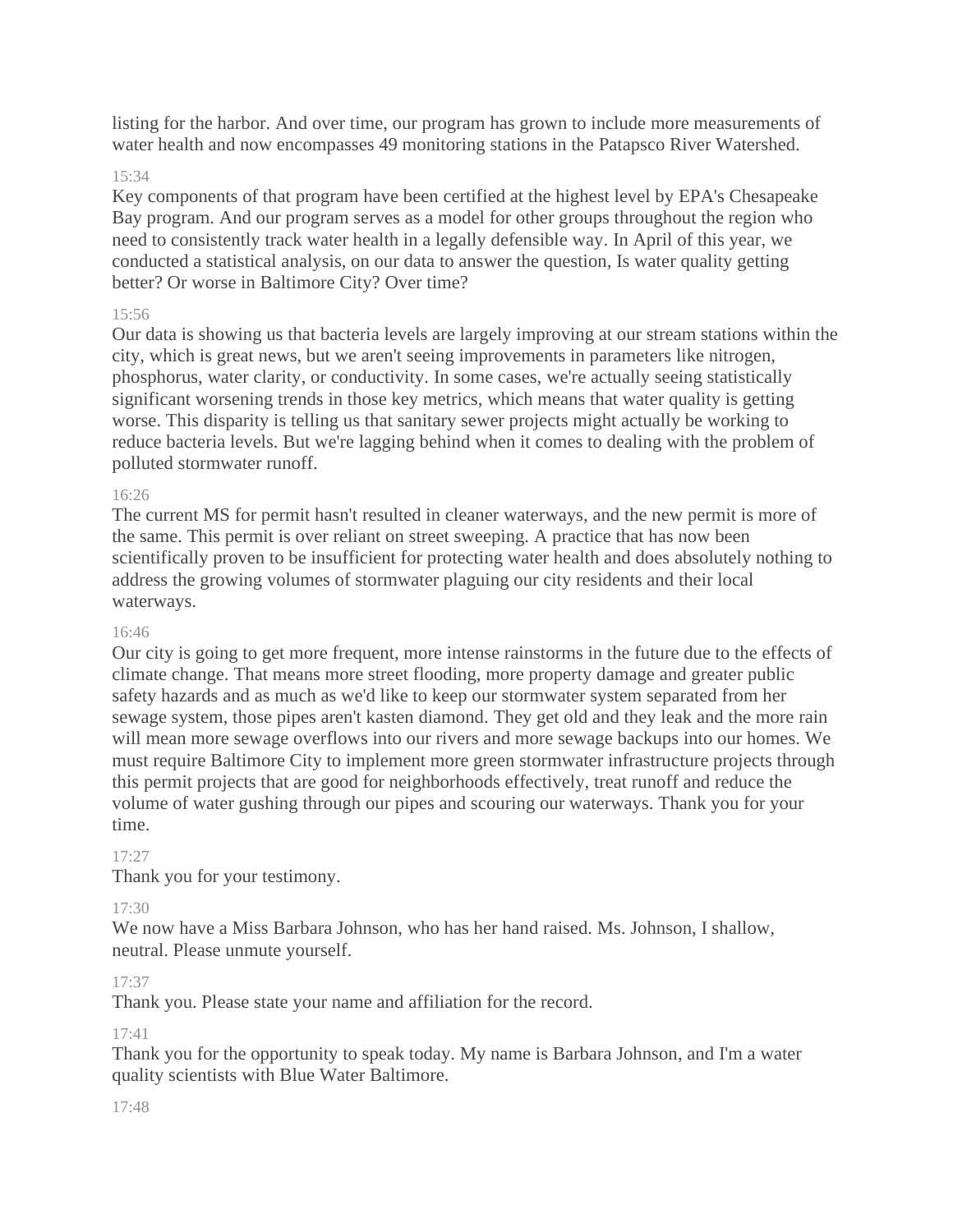listing for the harbor. And over time, our program has grown to include more measurements of water health and now encompasses 49 monitoring stations in the Patapsco River Watershed.

15:34

Key components of that program have been certified at the highest level by EPA's Chesapeake Bay program. And our program serves as a model for other groups throughout the region who need to consistently track water health in a legally defensible way. In April of this year, we conducted a statistical analysis, on our data to answer the question, Is water quality getting better? Or worse in Baltimore City? Over time?

15:56

Our data is showing us that bacteria levels are largely improving at our stream stations within the city, which is great news, but we aren't seeing improvements in parameters like nitrogen, phosphorus, water clarity, or conductivity. In some cases, we're actually seeing statistically significant worsening trends in those key metrics, which means that water quality is getting worse. This disparity is telling us that sanitary sewer projects might actually be working to reduce bacteria levels. But we're lagging behind when it comes to dealing with the problem of polluted stormwater runoff.

16:26

The current MS for permit hasn't resulted in cleaner waterways, and the new permit is more of the same. This permit is over reliant on street sweeping. A practice that has now been scientifically proven to be insufficient for protecting water health and does absolutely nothing to address the growing volumes of stormwater plaguing our city residents and their local waterways.

16:46

Our city is going to get more frequent, more intense rainstorms in the future due to the effects of climate change. That means more street flooding, more property damage and greater public safety hazards and as much as we'd like to keep our stormwater system separated from her sewage system, those pipes aren't kasten diamond. They get old and they leak and the more rain will mean more sewage overflows into our rivers and more sewage backups into our homes. We must require Baltimore City to implement more green stormwater infrastructure projects through this permit projects that are good for neighborhoods effectively, treat runoff and reduce the volume of water gushing through our pipes and scouring our waterways. Thank you for your time.

17:27

Thank you for your testimony.

17:30

We now have a Miss Barbara Johnson, who has her hand raised. Ms. Johnson, I shallow, neutral. Please unmute yourself.

17:37

Thank you. Please state your name and affiliation for the record.

17:41

Thank you for the opportunity to speak today. My name is Barbara Johnson, and I'm a water quality scientists with Blue Water Baltimore.

17:48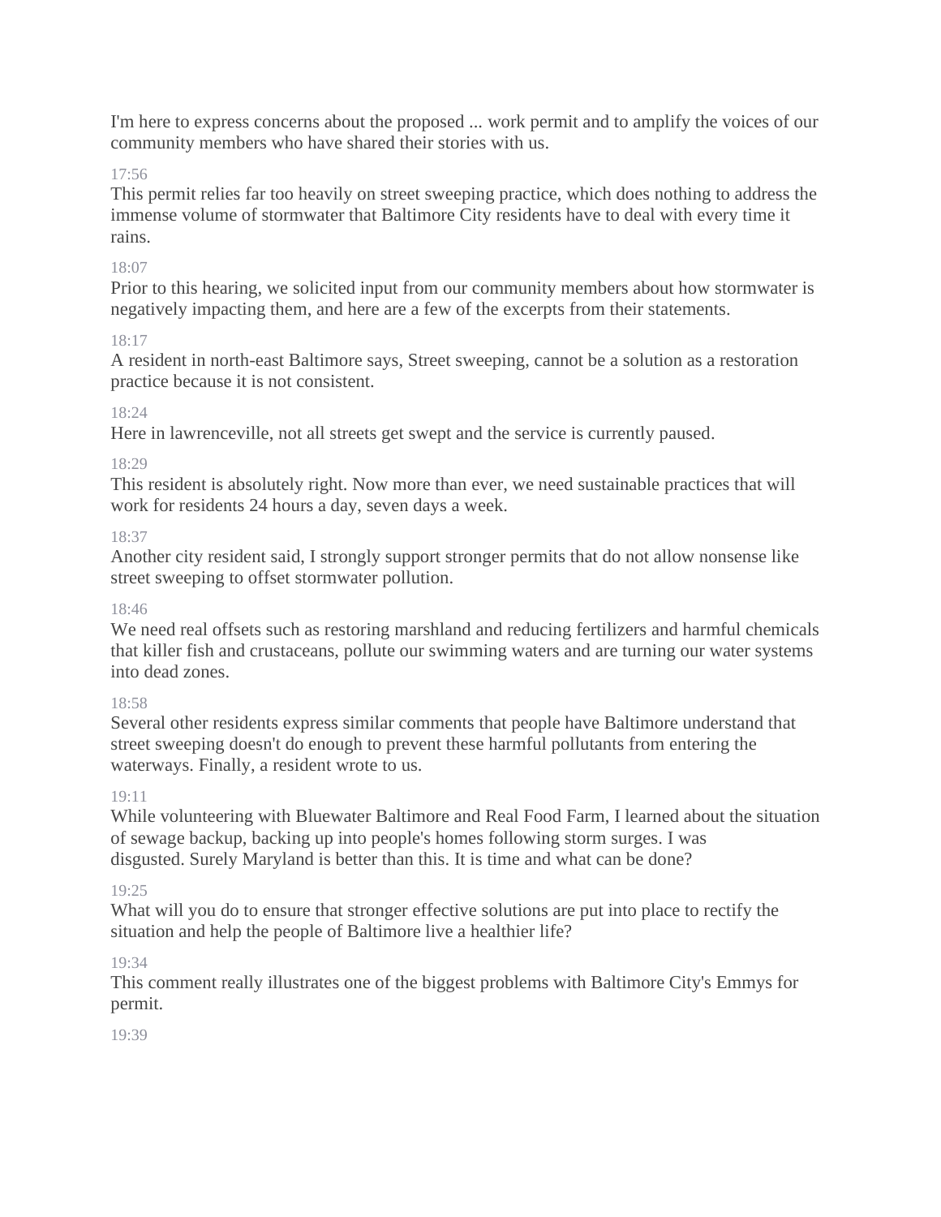I'm here to express concerns about the proposed ... work permit and to amplify the voices of our community members who have shared their stories with us.

17:56

This permit relies far too heavily on street sweeping practice, which does nothing to address the immense volume of stormwater that Baltimore City residents have to deal with every time it rains.

18:07

Prior to this hearing, we solicited input from our community members about how stormwater is negatively impacting them, and here are a few of the excerpts from their statements.

18:17

A resident in north-east Baltimore says, Street sweeping, cannot be a solution as a restoration practice because it is not consistent.

18:24

Here in lawrenceville, not all streets get swept and the service is currently paused.

18:29

This resident is absolutely right. Now more than ever, we need sustainable practices that will work for residents 24 hours a day, seven days a week.

18:37

Another city resident said, I strongly support stronger permits that do not allow nonsense like street sweeping to offset stormwater pollution.

18:46

We need real offsets such as restoring marshland and reducing fertilizers and harmful chemicals that killer fish and crustaceans, pollute our swimming waters and are turning our water systems into dead zones.

18:58

Several other residents express similar comments that people have Baltimore understand that street sweeping doesn't do enough to prevent these harmful pollutants from entering the waterways. Finally, a resident wrote to us.

19:11

While volunteering with Bluewater Baltimore and Real Food Farm, I learned about the situation of sewage backup, backing up into people's homes following storm surges. I was disgusted. Surely Maryland is better than this. It is time and what can be done?

19:25

What will you do to ensure that stronger effective solutions are put into place to rectify the situation and help the people of Baltimore live a healthier life?

19:34

This comment really illustrates one of the biggest problems with Baltimore City's Emmys for permit.

19:39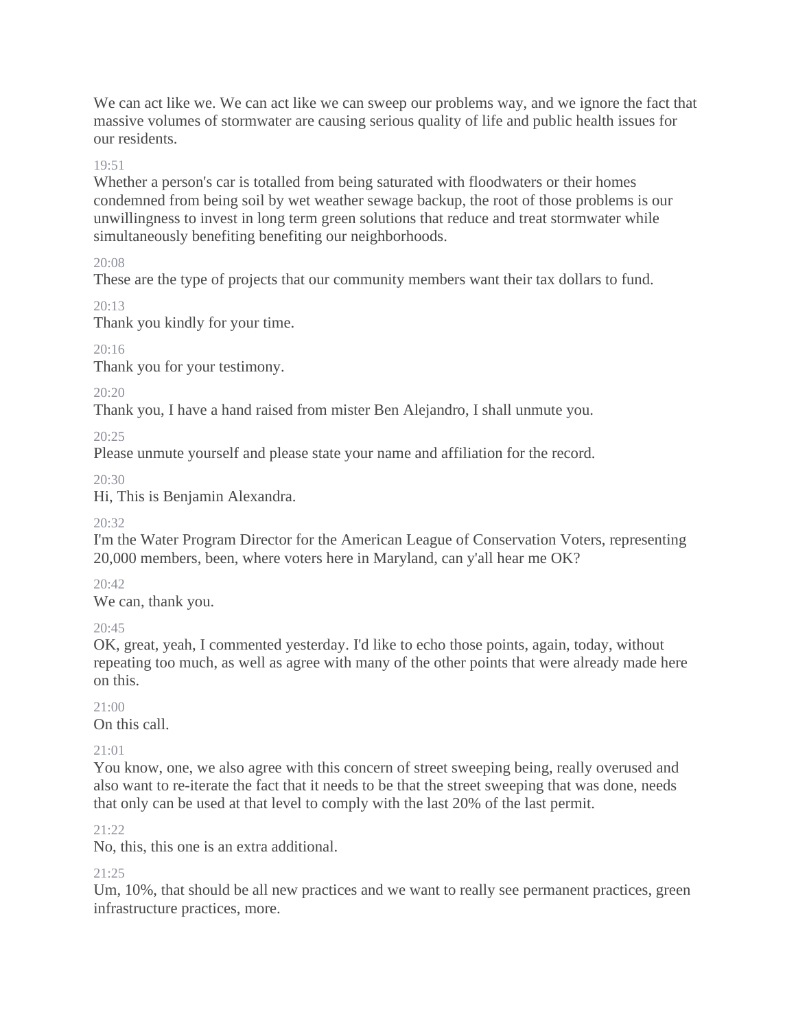We can act like we. We can act like we can sweep our problems way, and we ignore the fact that massive volumes of stormwater are causing serious quality of life and public health issues for our residents.

19:51

Whether a person's car is totalled from being saturated with floodwaters or their homes condemned from being soil by wet weather sewage backup, the root of those problems is our unwillingness to invest in long term green solutions that reduce and treat stormwater while simultaneously benefiting benefiting our neighborhoods.

20:08

These are the type of projects that our community members want their tax dollars to fund.

20:13

Thank you kindly for your time.

20:16

Thank you for your testimony.

20:20

Thank you, I have a hand raised from mister Ben Alejandro, I shall unmute you.

20:25

Please unmute yourself and please state your name and affiliation for the record.

20:30

Hi, This is Benjamin Alexandra.

20:32

I'm the Water Program Director for the American League of Conservation Voters, representing 20,000 members, been, where voters here in Maryland, can y'all hear me OK?

20:42

We can, thank you.

20:45

OK, great, yeah, I commented yesterday. I'd like to echo those points, again, today, without repeating too much, as well as agree with many of the other points that were already made here on this.

21:00

On this call.

21:01

You know, one, we also agree with this concern of street sweeping being, really overused and also want to re-iterate the fact that it needs to be that the street sweeping that was done, needs that only can be used at that level to comply with the last 20% of the last permit.

21:22

No, this, this one is an extra additional.

21:25

Um, 10%, that should be all new practices and we want to really see permanent practices, green infrastructure practices, more.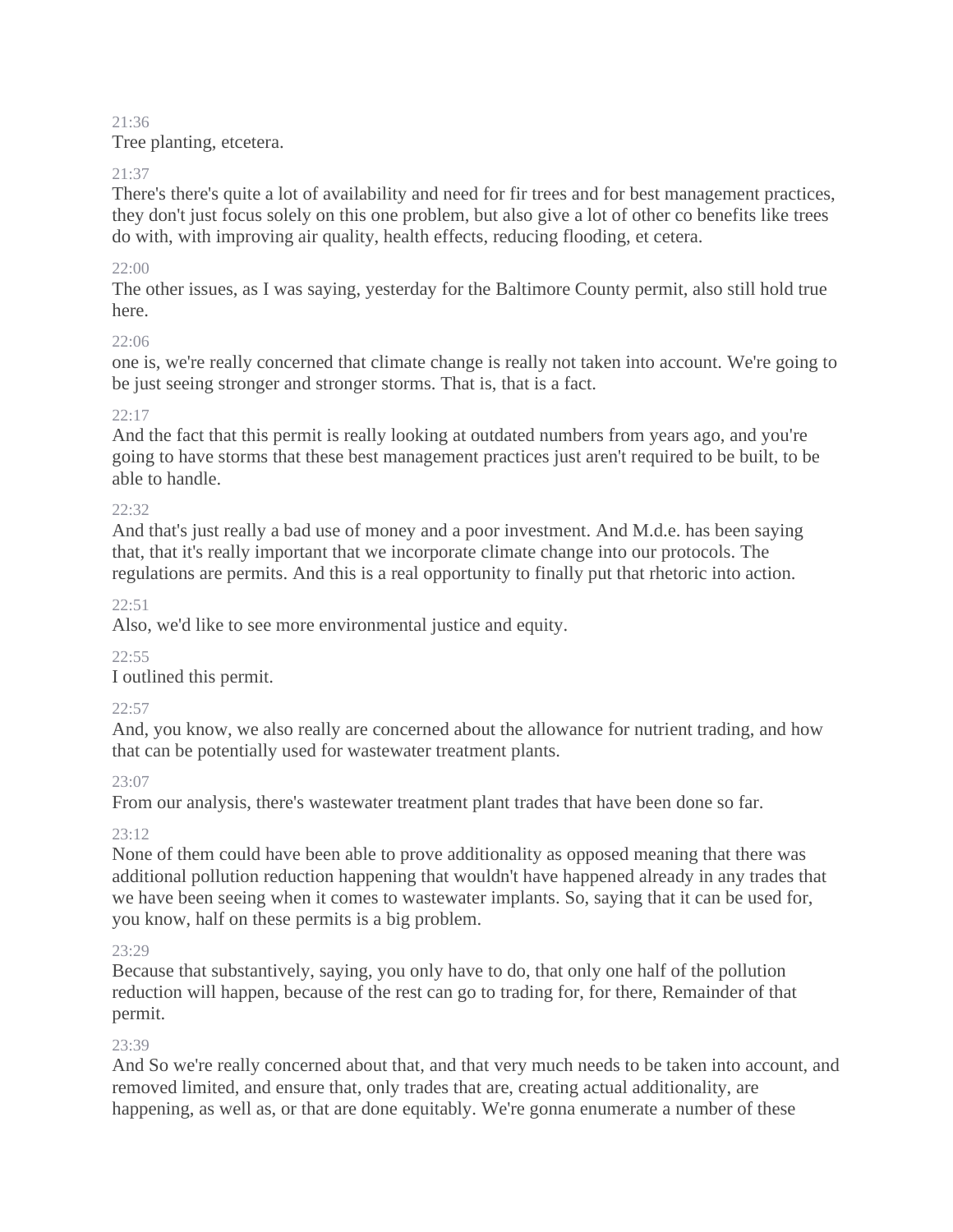21:36

Tree planting, etcetera.

21:37

There's there's quite a lot of availability and need for fir trees and for best management practices, they don't just focus solely on this one problem, but also give a lot of other co benefits like trees do with, with improving air quality, health effects, reducing flooding, et cetera.

22:00

The other issues, as I was saying, yesterday for the Baltimore County permit, also still hold true here.

22:06

one is, we're really concerned that climate change is really not taken into account. We're going to be just seeing stronger and stronger storms. That is, that is a fact.

22:17

And the fact that this permit is really looking at outdated numbers from years ago, and you're going to have storms that these best management practices just aren't required to be built, to be able to handle.

22:32

And that's just really a bad use of money and a poor investment. And M.d.e. has been saying that, that it's really important that we incorporate climate change into our protocols. The regulations are permits. And this is a real opportunity to finally put that rhetoric into action.

22:51

Also, we'd like to see more environmental justice and equity.

22:55

I outlined this permit.

22:57

And, you know, we also really are concerned about the allowance for nutrient trading, and how that can be potentially used for wastewater treatment plants.

23:07

From our analysis, there's wastewater treatment plant trades that have been done so far.

23:12

None of them could have been able to prove additionality as opposed meaning that there was additional pollution reduction happening that wouldn't have happened already in any trades that we have been seeing when it comes to wastewater implants. So, saying that it can be used for, you know, half on these permits is a big problem.

23:29

Because that substantively, saying, you only have to do, that only one half of the pollution reduction will happen, because of the rest can go to trading for, for there, Remainder of that permit.

23:39

And So we're really concerned about that, and that very much needs to be taken into account, and removed limited, and ensure that, only trades that are, creating actual additionality, are happening, as well as, or that are done equitably. We're gonna enumerate a number of these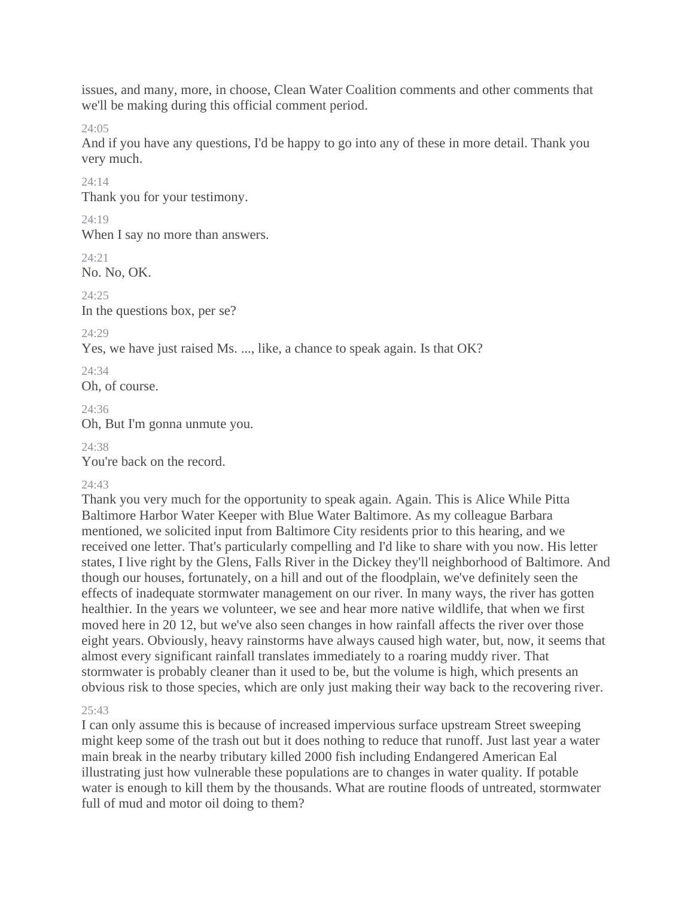issues, and many, more, in choose, Clean Water Coalition comments and other comments that we'll be making during this official comment period.

24:05
And if you have any questions, I'd be happy to go into any of these in more detail. Thank you very much.

24:14
Thank you for your testimony.

24:19
When I say no more than answers.

24:21
No. No, OK.

24:25
In the questions box, per se?

24:29
Yes, we have just raised Ms. ..., like, a chance to speak again. Is that OK?

24:34
Oh, of course.

24:36
Oh, But I'm gonna unmute you.

24:38
You're back on the record.

24:43
Thank you very much for the opportunity to speak again. Again. This is Alice While Pitta Baltimore Harbor Water Keeper with Blue Water Baltimore. As my colleague Barbara mentioned, we solicited input from Baltimore City residents prior to this hearing, and we received one letter. That's particularly compelling and I'd like to share with you now. His letter states, I live right by the Glens, Falls River in the Dickey they'll neighborhood of Baltimore. And though our houses, fortunately, on a hill and out of the floodplain, we've definitely seen the effects of inadequate stormwater management on our river. In many ways, the river has gotten healthier. In the years we volunteer, we see and hear more native wildlife, that when we first moved here in 20 12, but we've also seen changes in how rainfall affects the river over those eight years. Obviously, heavy rainstorms have always caused high water, but, now, it seems that almost every significant rainfall translates immediately to a roaring muddy river. That stormwater is probably cleaner than it used to be, but the volume is high, which presents an obvious risk to those species, which are only just making their way back to the recovering river.

25:43
I can only assume this is because of increased impervious surface upstream Street sweeping might keep some of the trash out but it does nothing to reduce that runoff. Just last year a water main break in the nearby tributary killed 2000 fish including Endangered American Eal illustrating just how vulnerable these populations are to changes in water quality. If potable water is enough to kill them by the thousands. What are routine floods of untreated, stormwater full of mud and motor oil doing to them?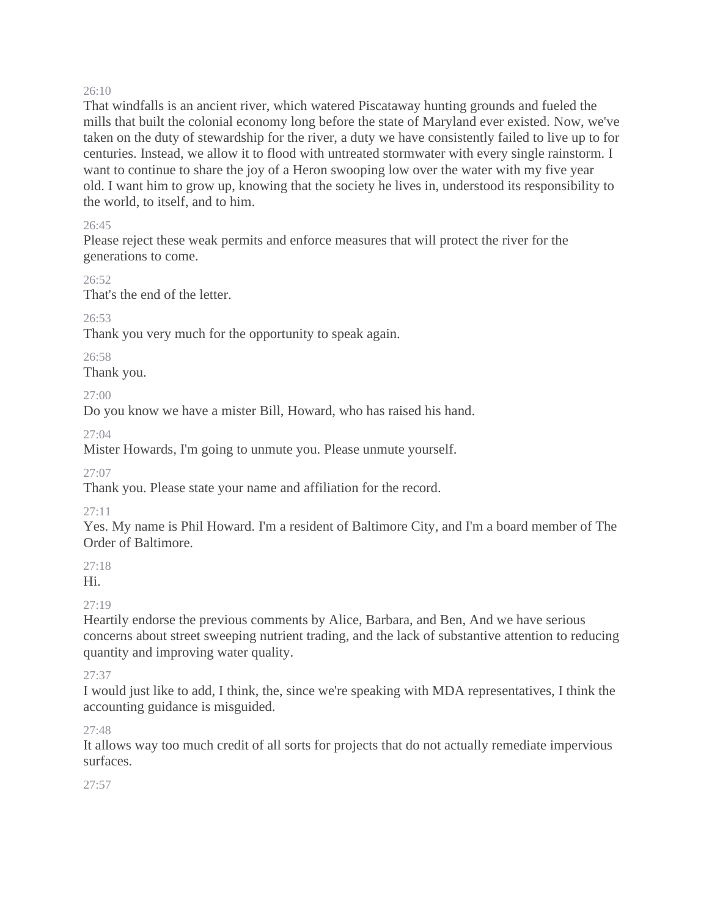26:10

That windfalls is an ancient river, which watered Piscataway hunting grounds and fueled the mills that built the colonial economy long before the state of Maryland ever existed. Now, we've taken on the duty of stewardship for the river, a duty we have consistently failed to live up to for centuries. Instead, we allow it to flood with untreated stormwater with every single rainstorm. I want to continue to share the joy of a Heron swooping low over the water with my five year old. I want him to grow up, knowing that the society he lives in, understood its responsibility to the world, to itself, and to him.

26:45

Please reject these weak permits and enforce measures that will protect the river for the generations to come.

26:52

That's the end of the letter.

26:53

Thank you very much for the opportunity to speak again.

26:58

Thank you.

27:00

Do you know we have a mister Bill, Howard, who has raised his hand.

27:04

Mister Howards, I'm going to unmute you. Please unmute yourself.

27:07

Thank you. Please state your name and affiliation for the record.

27:11

Yes. My name is Phil Howard. I'm a resident of Baltimore City, and I'm a board member of The Order of Baltimore.

27:18

Hi.

27:19

Heartily endorse the previous comments by Alice, Barbara, and Ben, And we have serious concerns about street sweeping nutrient trading, and the lack of substantive attention to reducing quantity and improving water quality.

27:37

I would just like to add, I think, the, since we're speaking with MDA representatives, I think the accounting guidance is misguided.

27:48

It allows way too much credit of all sorts for projects that do not actually remediate impervious surfaces.

27:57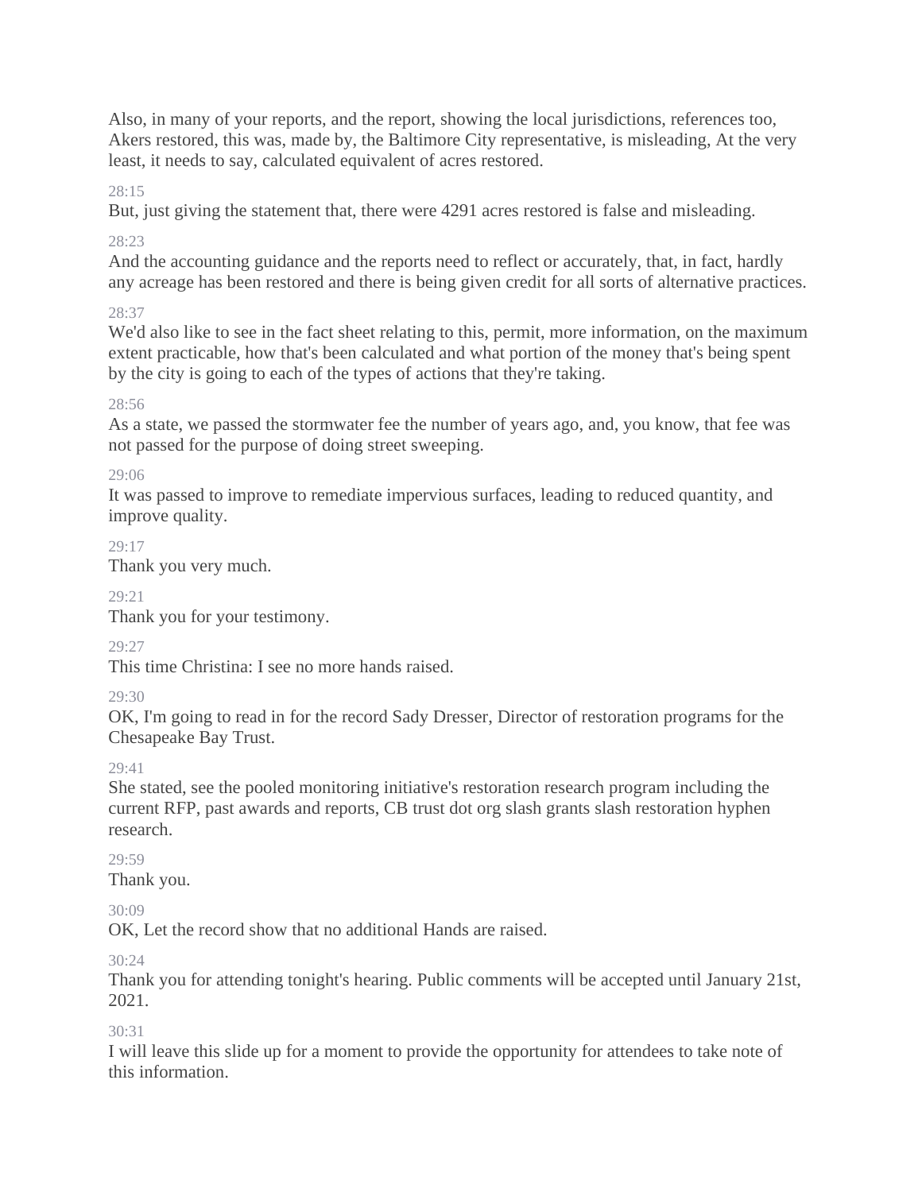Also, in many of your reports, and the report, showing the local jurisdictions, references too, Akers restored, this was, made by, the Baltimore City representative, is misleading, At the very least, it needs to say, calculated equivalent of acres restored.

28:15

But, just giving the statement that, there were 4291 acres restored is false and misleading.

28:23

And the accounting guidance and the reports need to reflect or accurately, that, in fact, hardly any acreage has been restored and there is being given credit for all sorts of alternative practices.

28:37

We'd also like to see in the fact sheet relating to this, permit, more information, on the maximum extent practicable, how that's been calculated and what portion of the money that's being spent by the city is going to each of the types of actions that they're taking.

28:56

As a state, we passed the stormwater fee the number of years ago, and, you know, that fee was not passed for the purpose of doing street sweeping.

29:06

It was passed to improve to remediate impervious surfaces, leading to reduced quantity, and improve quality.

29:17

Thank you very much.

29:21

Thank you for your testimony.

29:27

This time Christina: I see no more hands raised.

29:30

OK, I'm going to read in for the record Sady Dresser, Director of restoration programs for the Chesapeake Bay Trust.

29:41

She stated, see the pooled monitoring initiative's restoration research program including the current RFP, past awards and reports, CB trust dot org slash grants slash restoration hyphen research.

29:59

Thank you.

30:09

OK, Let the record show that no additional Hands are raised.

30:24

Thank you for attending tonight's hearing. Public comments will be accepted until January 21st, 2021.

30:31

I will leave this slide up for a moment to provide the opportunity for attendees to take note of this information.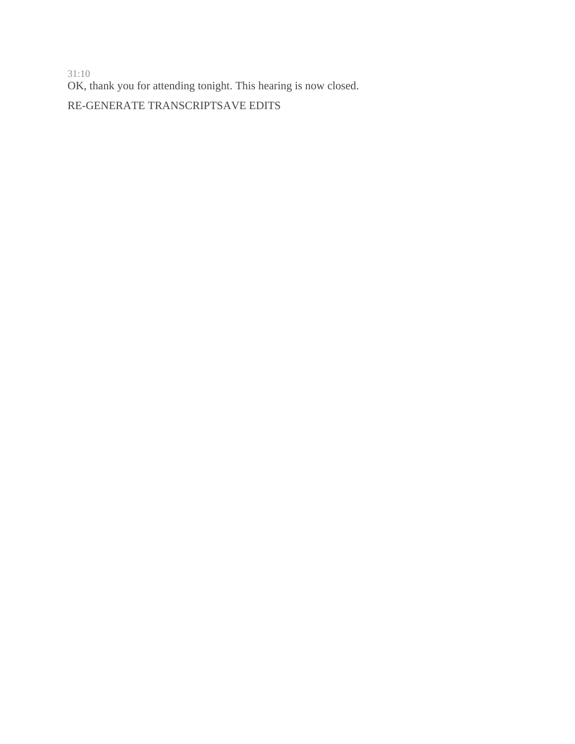31:10
OK, thank you for attending tonight. This hearing is now closed.

RE-GENERATE TRANSCRIPTSAVE EDITS